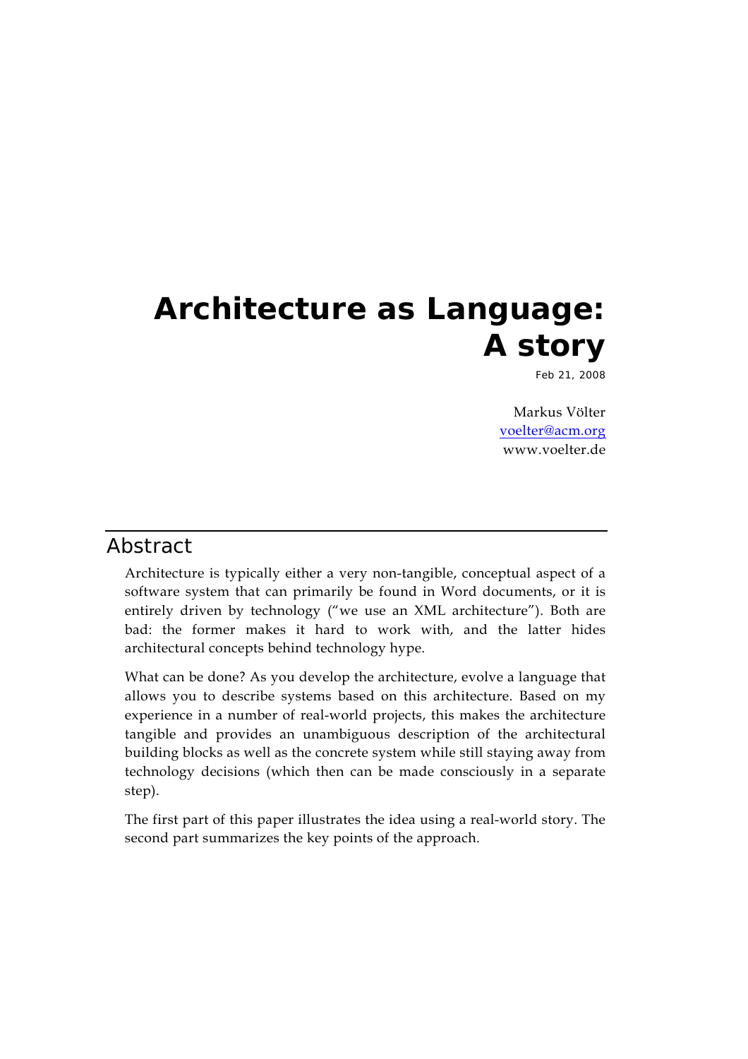# Architecture as Language: A story

Feb 21, 2008

Markus Völter
voelter@acm.org
www.voelter.de

## Abstract

Architecture is typically either a very non-tangible, conceptual aspect of a software system that can primarily be found in Word documents, or it is entirely driven by technology ("we use an XML architecture"). Both are bad: the former makes it hard to work with, and the latter hides architectural concepts behind technology hype.

What can be done? As you develop the architecture, evolve a language that allows you to describe systems based on this architecture. Based on my experience in a number of real-world projects, this makes the architecture tangible and provides an unambiguous description of the architectural building blocks as well as the concrete system while still staying away from technology decisions (which then can be made consciously in a separate step).

The first part of this paper illustrates the idea using a real-world story. The second part summarizes the key points of the approach.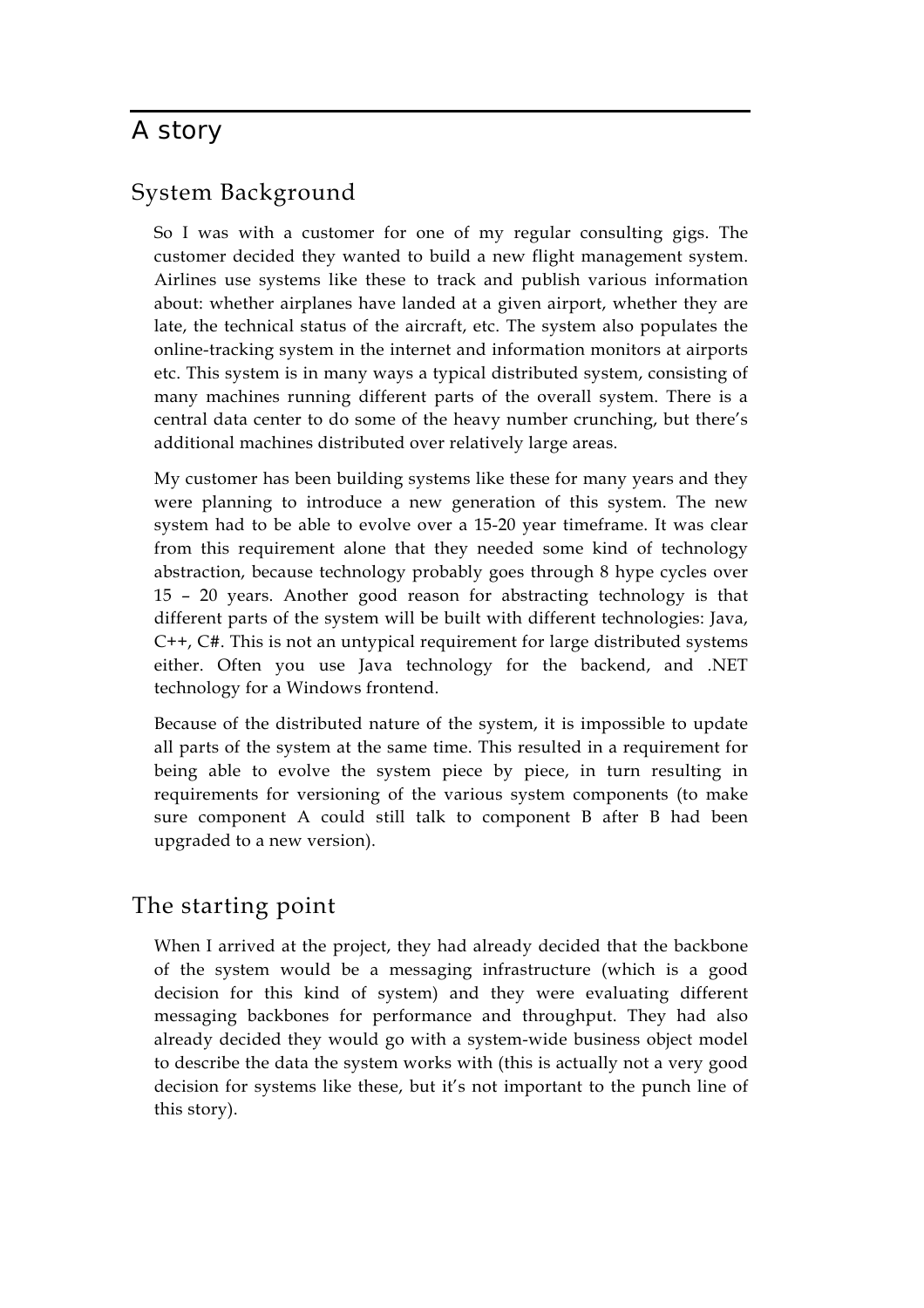# A story

## System Background

So I was with a customer for one of my regular consulting gigs. The customer decided they wanted to build a new flight management system. Airlines use systems like these to track and publish various information about: whether airplanes have landed at a given airport, whether they are late, the technical status of the aircraft, etc. The system also populates the online-tracking system in the internet and information monitors at airports etc. This system is in many ways a typical distributed system, consisting of many machines running different parts of the overall system. There is a central data center to do some of the heavy number crunching, but there's additional machines distributed over relatively large areas.

My customer has been building systems like these for many years and they were planning to introduce a new generation of this system. The new system had to be able to evolve over a 15-20 year timeframe. It was clear from this requirement alone that they needed some kind of technology abstraction, because technology probably goes through 8 hype cycles over 15 – 20 years. Another good reason for abstracting technology is that different parts of the system will be built with different technologies: Java, C++, C#. This is not an untypical requirement for large distributed systems either. Often you use Java technology for the backend, and .NET technology for a Windows frontend.

Because of the distributed nature of the system, it is impossible to update all parts of the system at the same time. This resulted in a requirement for being able to evolve the system piece by piece, in turn resulting in requirements for versioning of the various system components (to make sure component A could still talk to component B after B had been upgraded to a new version).

## The starting point

When I arrived at the project, they had already decided that the backbone of the system would be a messaging infrastructure (which is a good decision for this kind of system) and they were evaluating different messaging backbones for performance and throughput. They had also already decided they would go with a system-wide business object model to describe the data the system works with (this is actually not a very good decision for systems like these, but it's not important to the punch line of this story).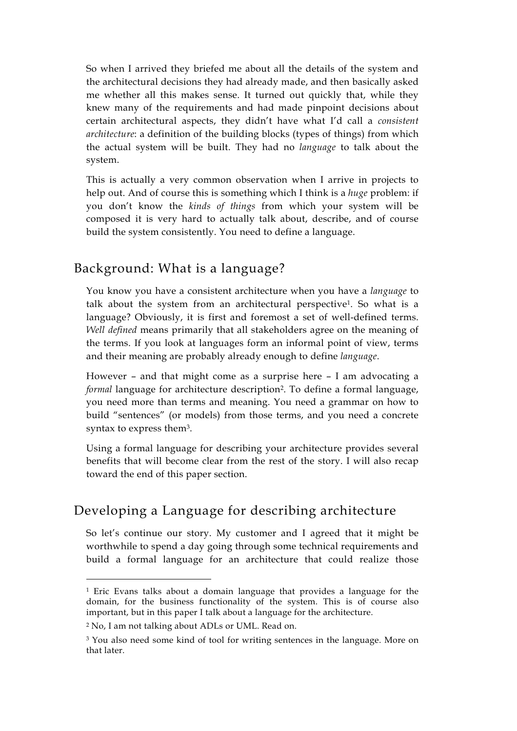So when I arrived they briefed me about all the details of the system and the architectural decisions they had already made, and then basically asked me whether all this makes sense. It turned out quickly that, while they knew many of the requirements and had made pinpoint decisions about certain architectural aspects, they didn't have what I'd call a *consistent architecture*: a definition of the building blocks (types of things) from which the actual system will be built. They had no *language* to talk about the system.

This is actually a very common observation when I arrive in projects to help out. And of course this is something which I think is a *huge* problem: if you don't know the *kinds of things* from which your system will be composed it is very hard to actually talk about, describe, and of course build the system consistently. You need to define a language.

## Background: What is a language?

You know you have a consistent architecture when you have a *language* to talk about the system from an architectural perspective[1]. So what is a language? Obviously, it is first and foremost a set of well-defined terms. *Well defined* means primarily that all stakeholders agree on the meaning of the terms. If you look at languages form an informal point of view, terms and their meaning are probably already enough to define *language*.

However – and that might come as a surprise here – I am advocating a *formal* language for architecture description[2]. To define a formal language, you need more than terms and meaning. You need a grammar on how to build "sentences" (or models) from those terms, and you need a concrete syntax to express them[3].

Using a formal language for describing your architecture provides several benefits that will become clear from the rest of the story. I will also recap toward the end of this paper section.

## Developing a Language for describing architecture

So let's continue our story. My customer and I agreed that it might be worthwhile to spend a day going through some technical requirements and build a formal language for an architecture that could realize those

---

[1] Eric Evans talks about a domain language that provides a language for the domain, for the business functionality of the system. This is of course also important, but in this paper I talk about a language for the architecture.

[2] No, I am not talking about ADLs or UML. Read on.

[3] You also need some kind of tool for writing sentences in the language. More on that later.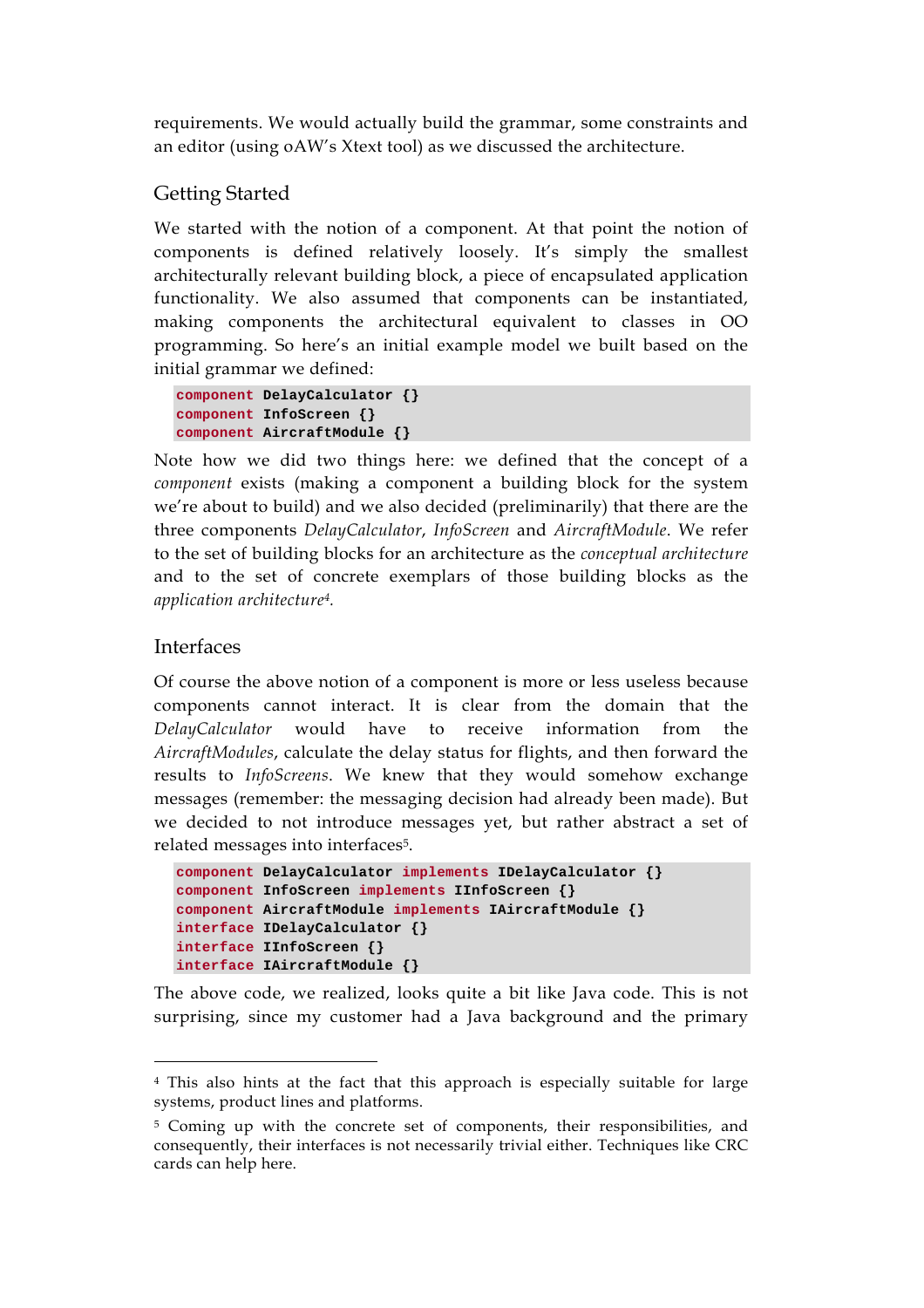requirements. We would actually build the grammar, some constraints and an editor (using oAW's Xtext tool) as we discussed the architecture.

## Getting Started

We started with the notion of a component. At that point the notion of components is defined relatively loosely. It's simply the smallest architecturally relevant building block, a piece of encapsulated application functionality. We also assumed that components can be instantiated, making components the architectural equivalent to classes in OO programming. So here's an initial example model we built based on the initial grammar we defined:

```
component DelayCalculator {}
component InfoScreen {}
component AircraftModule {}
```

Note how we did two things here: we defined that the concept of a *component* exists (making a component a building block for the system we're about to build) and we also decided (preliminarily) that there are the three components *DelayCalculator*, *InfoScreen* and *AircraftModule*. We refer to the set of building blocks for an architecture as the *conceptual architecture* and to the set of concrete exemplars of those building blocks as the *application architecture*[4].

## Interfaces

Of course the above notion of a component is more or less useless because components cannot interact. It is clear from the domain that the *DelayCalculator* would have to receive information from the *AircraftModules*, calculate the delay status for flights, and then forward the results to *InfoScreens*. We knew that they would somehow exchange messages (remember: the messaging decision had already been made). But we decided to not introduce messages yet, but rather abstract a set of related messages into interfaces[5].

```
component DelayCalculator implements IDelayCalculator {}
component InfoScreen implements IInfoScreen {}
component AircraftModule implements IAircraftModule {}
interface IDelayCalculator {}
interface IInfoScreen {}
interface IAircraftModule {}
```

The above code, we realized, looks quite a bit like Java code. This is not surprising, since my customer had a Java background and the primary

---

[4] This also hints at the fact that this approach is especially suitable for large systems, product lines and platforms.

[5] Coming up with the concrete set of components, their responsibilities, and consequently, their interfaces is not necessarily trivial either. Techniques like CRC cards can help here.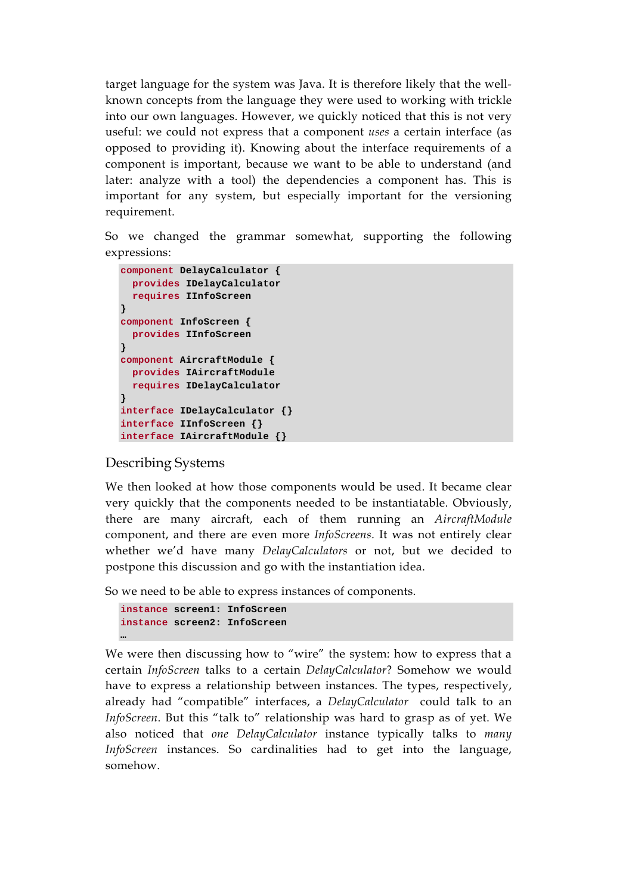target language for the system was Java. It is therefore likely that the well-known concepts from the language they were used to working with trickle into our own languages. However, we quickly noticed that this is not very useful: we could not express that a component *uses* a certain interface (as opposed to providing it). Knowing about the interface requirements of a component is important, because we want to be able to understand (and later: analyze with a tool) the dependencies a component has. This is important for any system, but especially important for the versioning requirement.

So we changed the grammar somewhat, supporting the following expressions:

```
component DelayCalculator {
  provides IDelayCalculator
  requires IInfoScreen
}
component InfoScreen {
  provides IInfoScreen
}
component AircraftModule {
  provides IAircraftModule
  requires IDelayCalculator
}
interface IDelayCalculator {}
interface IInfoScreen {}
interface IAircraftModule {}
```

## Describing Systems

We then looked at how those components would be used. It became clear very quickly that the components needed to be instantiatable. Obviously, there are many aircraft, each of them running an *AircraftModule* component, and there are even more *InfoScreens*. It was not entirely clear whether we'd have many *DelayCalculators* or not, but we decided to postpone this discussion and go with the instantiation idea.

So we need to be able to express instances of components.

```
instance screen1: InfoScreen
instance screen2: InfoScreen
…
```

We were then discussing how to "wire" the system: how to express that a certain *InfoScreen* talks to a certain *DelayCalculator*? Somehow we would have to express a relationship between instances. The types, respectively, already had "compatible" interfaces, a *DelayCalculator* could talk to an *InfoScreen*. But this "talk to" relationship was hard to grasp as of yet. We also noticed that *one DelayCalculator* instance typically talks to *many InfoScreen* instances. So cardinalities had to get into the language, somehow.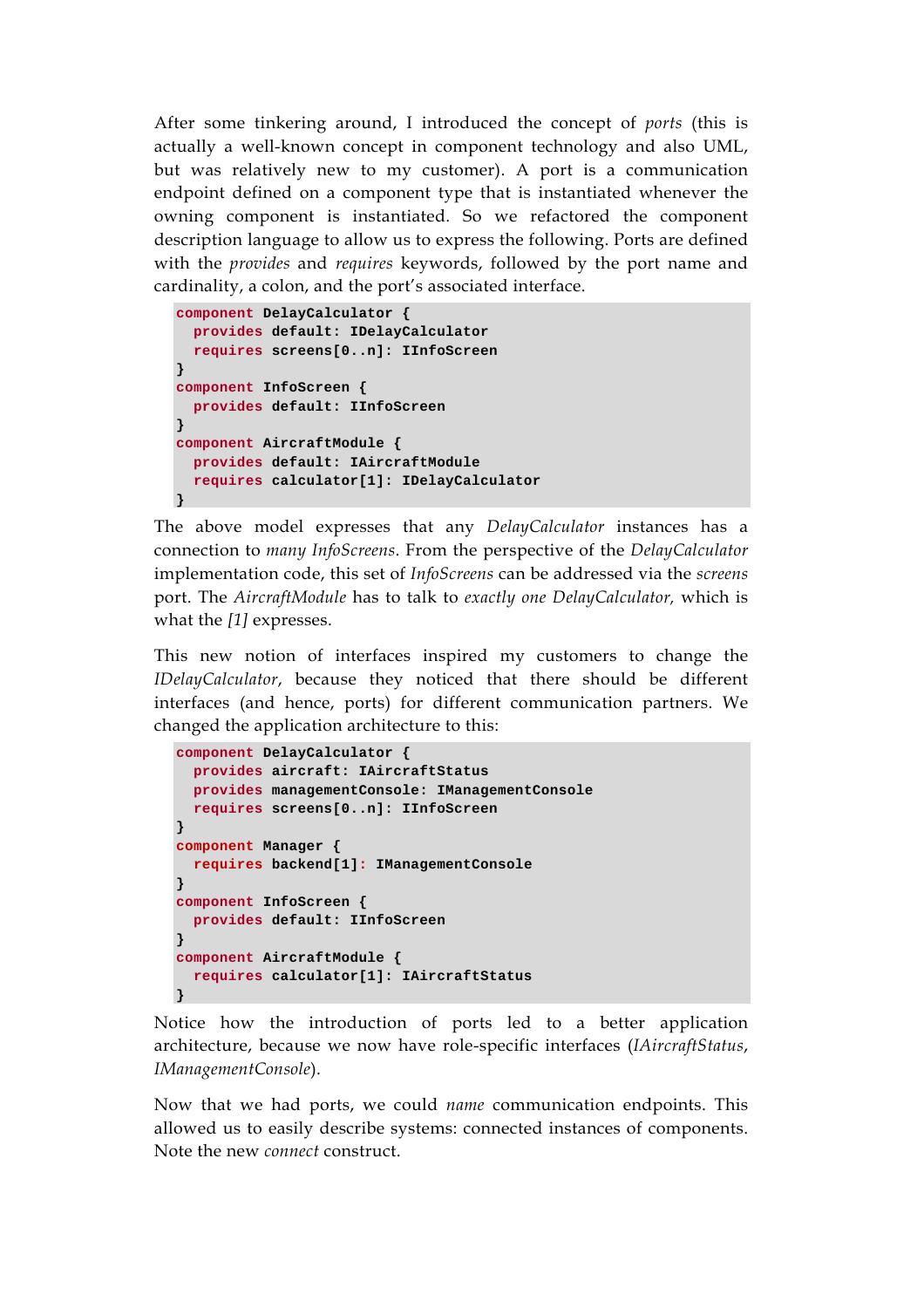After some tinkering around, I introduced the concept of *ports* (this is actually a well-known concept in component technology and also UML, but was relatively new to my customer). A port is a communication endpoint defined on a component type that is instantiated whenever the owning component is instantiated. So we refactored the component description language to allow us to express the following. Ports are defined with the *provides* and *requires* keywords, followed by the port name and cardinality, a colon, and the port's associated interface.

```
component DelayCalculator {
  provides default: IDelayCalculator
  requires screens[0..n]: IInfoScreen
}
component InfoScreen {
  provides default: IInfoScreen
}
component AircraftModule {
  provides default: IAircraftModule
  requires calculator[1]: IDelayCalculator
}
```

The above model expresses that any *DelayCalculator* instances has a connection to *many InfoScreens*. From the perspective of the *DelayCalculator* implementation code, this set of *InfoScreens* can be addressed via the *screens* port. The *AircraftModule* has to talk to *exactly one DelayCalculator,* which is what the *[1]* expresses.

This new notion of interfaces inspired my customers to change the *IDelayCalculator*, because they noticed that there should be different interfaces (and hence, ports) for different communication partners. We changed the application architecture to this:

```
component DelayCalculator {
  provides aircraft: IAircraftStatus
  provides managementConsole: IManagementConsole
  requires screens[0..n]: IInfoScreen
}
component Manager {
  requires backend[1]: IManagementConsole
}
component InfoScreen {
  provides default: IInfoScreen
}
component AircraftModule {
  requires calculator[1]: IAircraftStatus
}
```

Notice how the introduction of ports led to a better application architecture, because we now have role-specific interfaces (*IAircraftStatus*, *IManagementConsole*).

Now that we had ports, we could *name* communication endpoints. This allowed us to easily describe systems: connected instances of components. Note the new *connect* construct.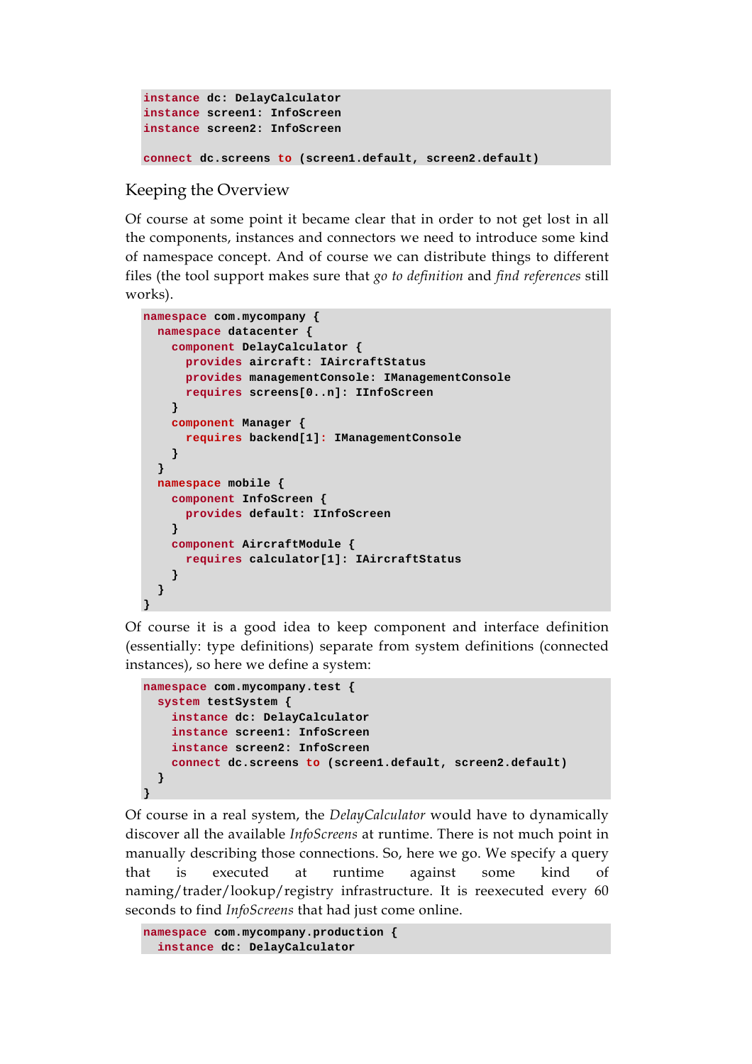```
instance dc: DelayCalculator
instance screen1: InfoScreen
instance screen2: InfoScreen

connect dc.screens to (screen1.default, screen2.default)
```

## Keeping the Overview

Of course at some point it became clear that in order to not get lost in all the components, instances and connectors we need to introduce some kind of namespace concept. And of course we can distribute things to different files (the tool support makes sure that *go to definition* and *find references* still works).

```
namespace com.mycompany {
  namespace datacenter {
    component DelayCalculator {
      provides aircraft: IAircraftStatus
      provides managementConsole: IManagementConsole
      requires screens[0..n]: IInfoScreen
    }
    component Manager {
      requires backend[1]: IManagementConsole
    }
  }
  namespace mobile {
    component InfoScreen {
      provides default: IInfoScreen
    }
    component AircraftModule {
      requires calculator[1]: IAircraftStatus
    }
  }
}
```

Of course it is a good idea to keep component and interface definition (essentially: type definitions) separate from system definitions (connected instances), so here we define a system:

```
namespace com.mycompany.test {
  system testSystem {
    instance dc: DelayCalculator
    instance screen1: InfoScreen
    instance screen2: InfoScreen
    connect dc.screens to (screen1.default, screen2.default)
  }
}
```

Of course in a real system, the *DelayCalculator* would have to dynamically discover all the available *InfoScreens* at runtime. There is not much point in manually describing those connections. So, here we go. We specify a query that is executed at runtime against some kind of naming/trader/lookup/registry infrastructure. It is reexecuted every 60 seconds to find *InfoScreens* that had just come online.

```
namespace com.mycompany.production {
  instance dc: DelayCalculator
```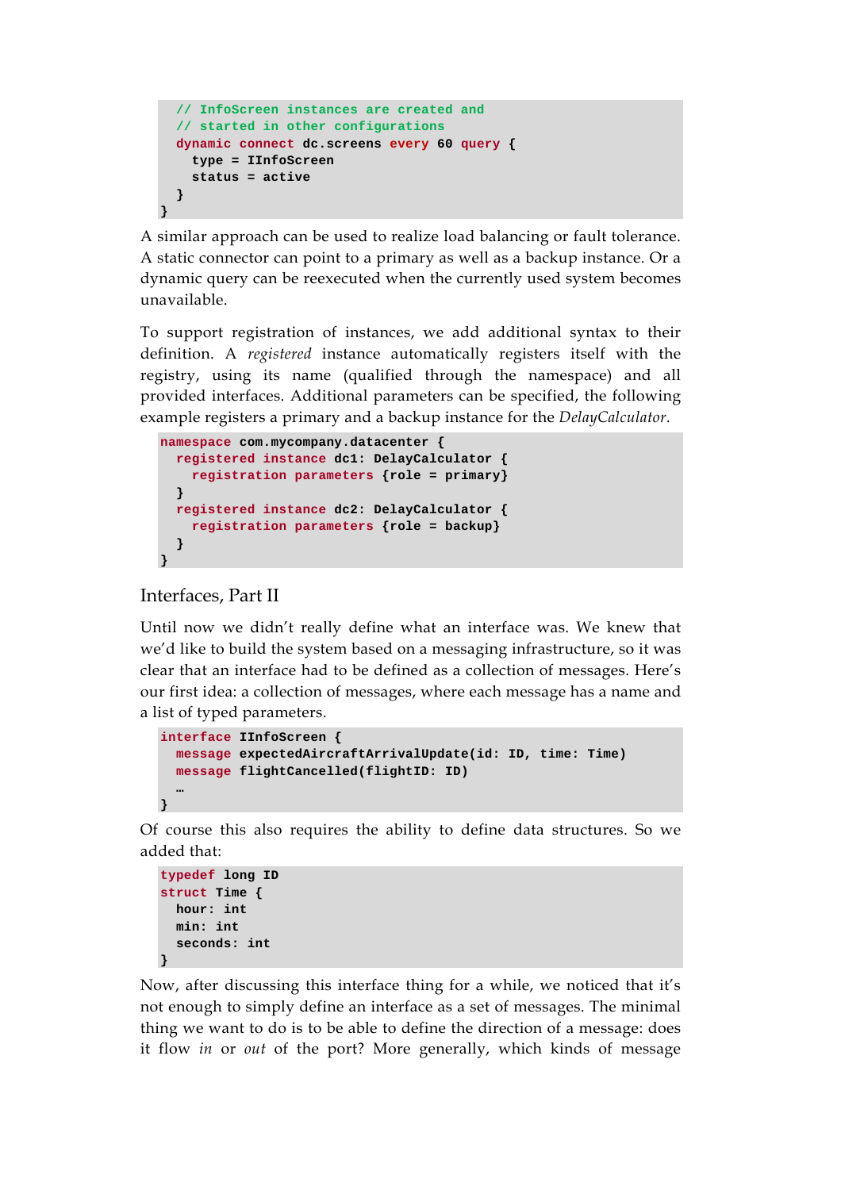```
  // InfoScreen instances are created and
  // started in other configurations
  dynamic connect dc.screens every 60 query {
    type = IInfoScreen
    status = active
  }
}
```

A similar approach can be used to realize load balancing or fault tolerance. A static connector can point to a primary as well as a backup instance. Or a dynamic query can be reexecuted when the currently used system becomes unavailable.

To support registration of instances, we add additional syntax to their definition. A *registered* instance automatically registers itself with the registry, using its name (qualified through the namespace) and all provided interfaces. Additional parameters can be specified, the following example registers a primary and a backup instance for the *DelayCalculator*.

```
namespace com.mycompany.datacenter {
  registered instance dc1: DelayCalculator {
    registration parameters {role = primary}
  }
  registered instance dc2: DelayCalculator {
    registration parameters {role = backup}
  }
}
```

## Interfaces, Part II

Until now we didn't really define what an interface was. We knew that we'd like to build the system based on a messaging infrastructure, so it was clear that an interface had to be defined as a collection of messages. Here's our first idea: a collection of messages, where each message has a name and a list of typed parameters.

```
interface IInfoScreen {
  message expectedAircraftArrivalUpdate(id: ID, time: Time)
  message flightCancelled(flightID: ID)
  …
}
```

Of course this also requires the ability to define data structures. So we added that:

```
typedef long ID
struct Time {
  hour: int
  min: int
  seconds: int
}
```

Now, after discussing this interface thing for a while, we noticed that it's not enough to simply define an interface as a set of messages. The minimal thing we want to do is to be able to define the direction of a message: does it flow *in* or *out* of the port? More generally, which kinds of message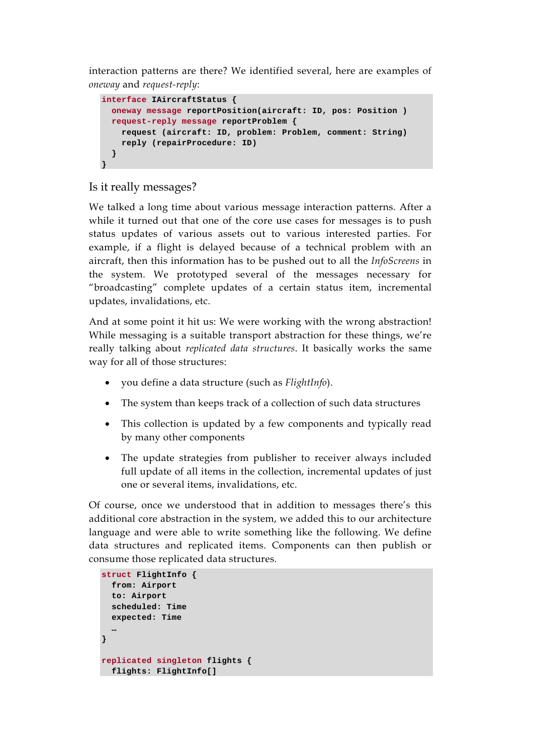interaction patterns are there? We identified several, here are examples of *oneway* and *request-reply*:

```
interface IAircraftStatus {
  oneway message reportPosition(aircraft: ID, pos: Position )
  request-reply message reportProblem {
    request (aircraft: ID, problem: Problem, comment: String)
    reply (repairProcedure: ID)
  }
}
```

## Is it really messages?

We talked a long time about various message interaction patterns. After a while it turned out that one of the core use cases for messages is to push status updates of various assets out to various interested parties. For example, if a flight is delayed because of a technical problem with an aircraft, then this information has to be pushed out to all the *InfoScreens* in the system. We prototyped several of the messages necessary for "broadcasting" complete updates of a certain status item, incremental updates, invalidations, etc.

And at some point it hit us: We were working with the wrong abstraction! While messaging is a suitable transport abstraction for these things, we're really talking about *replicated data structures*. It basically works the same way for all of those structures:

- you define a data structure (such as *FlightInfo*).
- The system than keeps track of a collection of such data structures
- This collection is updated by a few components and typically read by many other components
- The update strategies from publisher to receiver always included full update of all items in the collection, incremental updates of just one or several items, invalidations, etc.

Of course, once we understood that in addition to messages there's this additional core abstraction in the system, we added this to our architecture language and were able to write something like the following. We define data structures and replicated items. Components can then publish or consume those replicated data structures.

```
struct FlightInfo {
  from: Airport
  to: Airport
  scheduled: Time
  expected: Time
  …
}

replicated singleton flights {
  flights: FlightInfo[]
```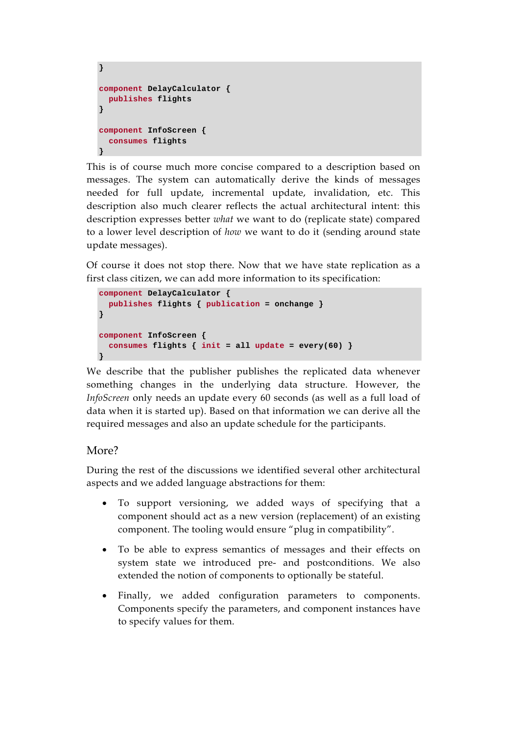```
}

component DelayCalculator {
  publishes flights
}

component InfoScreen {
  consumes flights
}
```

This is of course much more concise compared to a description based on messages. The system can automatically derive the kinds of messages needed for full update, incremental update, invalidation, etc. This description also much clearer reflects the actual architectural intent: this description expresses better *what* we want to do (replicate state) compared to a lower level description of *how* we want to do it (sending around state update messages).

Of course it does not stop there. Now that we have state replication as a first class citizen, we can add more information to its specification:

```
component DelayCalculator {
  publishes flights { publication = onchange }
}

component InfoScreen {
  consumes flights { init = all update = every(60) }
}
```

We describe that the publisher publishes the replicated data whenever something changes in the underlying data structure. However, the *InfoScreen* only needs an update every 60 seconds (as well as a full load of data when it is started up). Based on that information we can derive all the required messages and also an update schedule for the participants.

## More?

During the rest of the discussions we identified several other architectural aspects and we added language abstractions for them:

- To support versioning, we added ways of specifying that a component should act as a new version (replacement) of an existing component. The tooling would ensure "plug in compatibility".
- To be able to express semantics of messages and their effects on system state we introduced pre- and postconditions. We also extended the notion of components to optionally be stateful.
- Finally, we added configuration parameters to components. Components specify the parameters, and component instances have to specify values for them.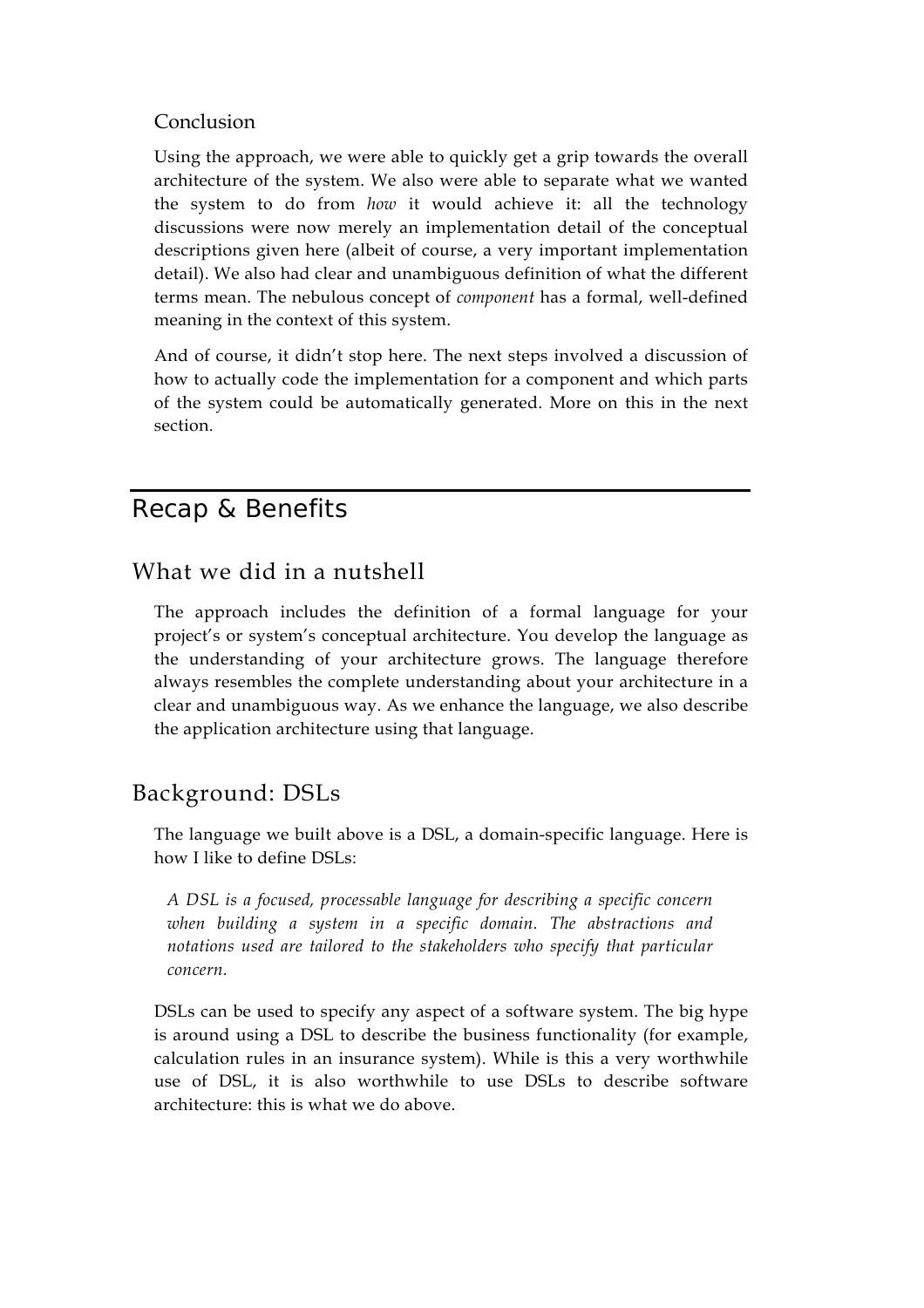### Conclusion

Using the approach, we were able to quickly get a grip towards the overall architecture of the system. We also were able to separate what we wanted the system to do from *how* it would achieve it: all the technology discussions were now merely an implementation detail of the conceptual descriptions given here (albeit of course, a very important implementation detail). We also had clear and unambiguous definition of what the different terms mean. The nebulous concept of *component* has a formal, well-defined meaning in the context of this system.

And of course, it didn't stop here. The next steps involved a discussion of how to actually code the implementation for a component and which parts of the system could be automatically generated. More on this in the next section.

# Recap & Benefits

## What we did in a nutshell

The approach includes the definition of a formal language for your project's or system's conceptual architecture. You develop the language as the understanding of your architecture grows. The language therefore always resembles the complete understanding about your architecture in a clear and unambiguous way. As we enhance the language, we also describe the application architecture using that language.

## Background: DSLs

The language we built above is a DSL, a domain-specific language. Here is how I like to define DSLs:

> *A DSL is a focused, processable language for describing a specific concern when building a system in a specific domain. The abstractions and notations used are tailored to the stakeholders who specify that particular concern.*

DSLs can be used to specify any aspect of a software system. The big hype is around using a DSL to describe the business functionality (for example, calculation rules in an insurance system). While is this a very worthwhile use of DSL, it is also worthwhile to use DSLs to describe software architecture: this is what we do above.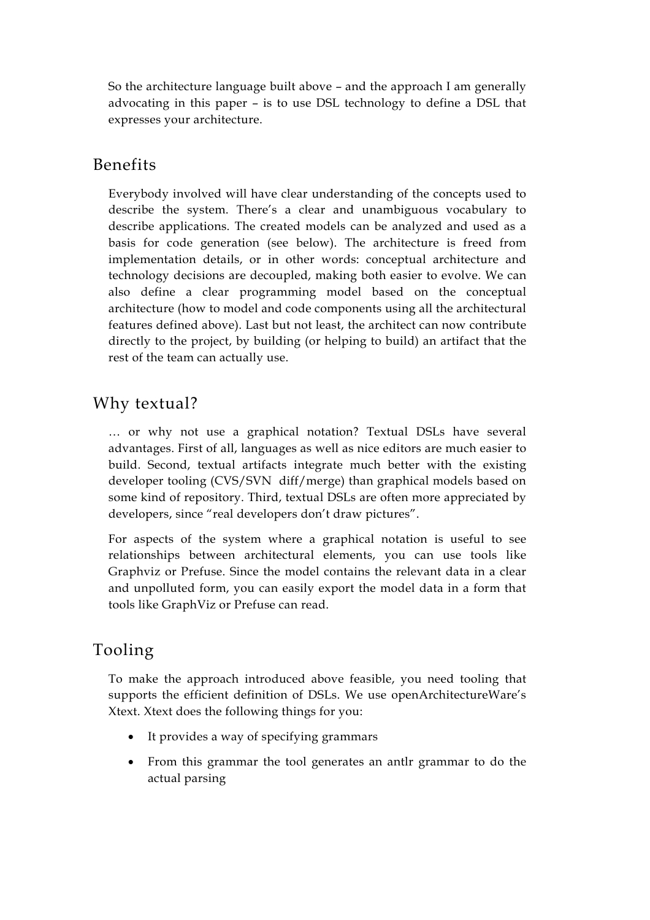So the architecture language built above – and the approach I am generally advocating in this paper – is to use DSL technology to define a DSL that expresses your architecture.

## Benefits

Everybody involved will have clear understanding of the concepts used to describe the system. There's a clear and unambiguous vocabulary to describe applications. The created models can be analyzed and used as a basis for code generation (see below). The architecture is freed from implementation details, or in other words: conceptual architecture and technology decisions are decoupled, making both easier to evolve. We can also define a clear programming model based on the conceptual architecture (how to model and code components using all the architectural features defined above). Last but not least, the architect can now contribute directly to the project, by building (or helping to build) an artifact that the rest of the team can actually use.

## Why textual?

… or why not use a graphical notation? Textual DSLs have several advantages. First of all, languages as well as nice editors are much easier to build. Second, textual artifacts integrate much better with the existing developer tooling (CVS/SVN diff/merge) than graphical models based on some kind of repository. Third, textual DSLs are often more appreciated by developers, since "real developers don't draw pictures".

For aspects of the system where a graphical notation is useful to see relationships between architectural elements, you can use tools like Graphviz or Prefuse. Since the model contains the relevant data in a clear and unpolluted form, you can easily export the model data in a form that tools like GraphViz or Prefuse can read.

## Tooling

To make the approach introduced above feasible, you need tooling that supports the efficient definition of DSLs. We use openArchitectureWare's Xtext. Xtext does the following things for you:

- It provides a way of specifying grammars
- From this grammar the tool generates an antlr grammar to do the actual parsing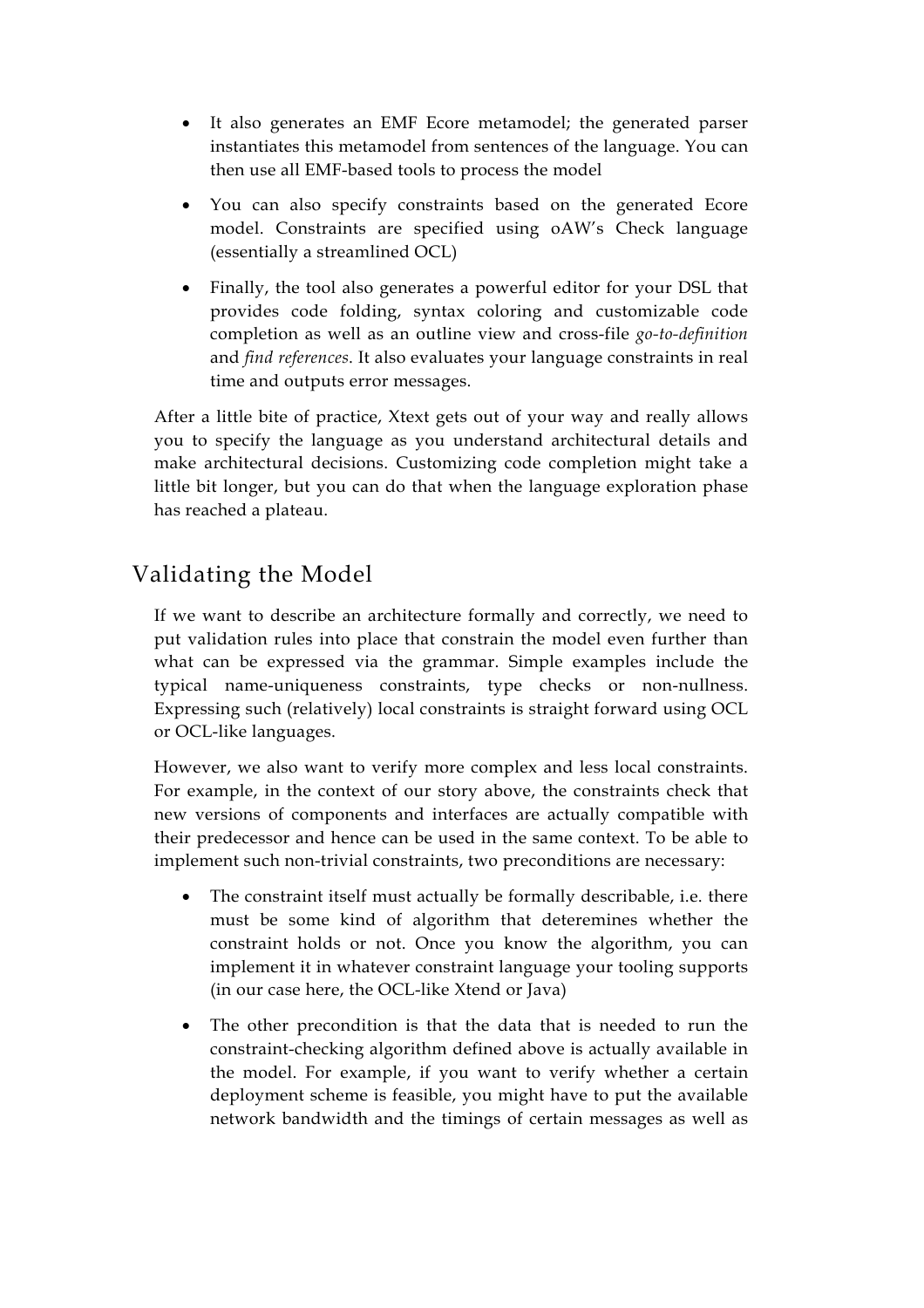- It also generates an EMF Ecore metamodel; the generated parser instantiates this metamodel from sentences of the language. You can then use all EMF-based tools to process the model
- You can also specify constraints based on the generated Ecore model. Constraints are specified using oAW's Check language (essentially a streamlined OCL)
- Finally, the tool also generates a powerful editor for your DSL that provides code folding, syntax coloring and customizable code completion as well as an outline view and cross-file *go-to-definition* and *find references*. It also evaluates your language constraints in real time and outputs error messages.

After a little bite of practice, Xtext gets out of your way and really allows you to specify the language as you understand architectural details and make architectural decisions. Customizing code completion might take a little bit longer, but you can do that when the language exploration phase has reached a plateau.

## Validating the Model

If we want to describe an architecture formally and correctly, we need to put validation rules into place that constrain the model even further than what can be expressed via the grammar. Simple examples include the typical name-uniqueness constraints, type checks or non-nullness. Expressing such (relatively) local constraints is straight forward using OCL or OCL-like languages.

However, we also want to verify more complex and less local constraints. For example, in the context of our story above, the constraints check that new versions of components and interfaces are actually compatible with their predecessor and hence can be used in the same context. To be able to implement such non-trivial constraints, two preconditions are necessary:

- The constraint itself must actually be formally describable, i.e. there must be some kind of algorithm that deteremines whether the constraint holds or not. Once you know the algorithm, you can implement it in whatever constraint language your tooling supports (in our case here, the OCL-like Xtend or Java)
- The other precondition is that the data that is needed to run the constraint-checking algorithm defined above is actually available in the model. For example, if you want to verify whether a certain deployment scheme is feasible, you might have to put the available network bandwidth and the timings of certain messages as well as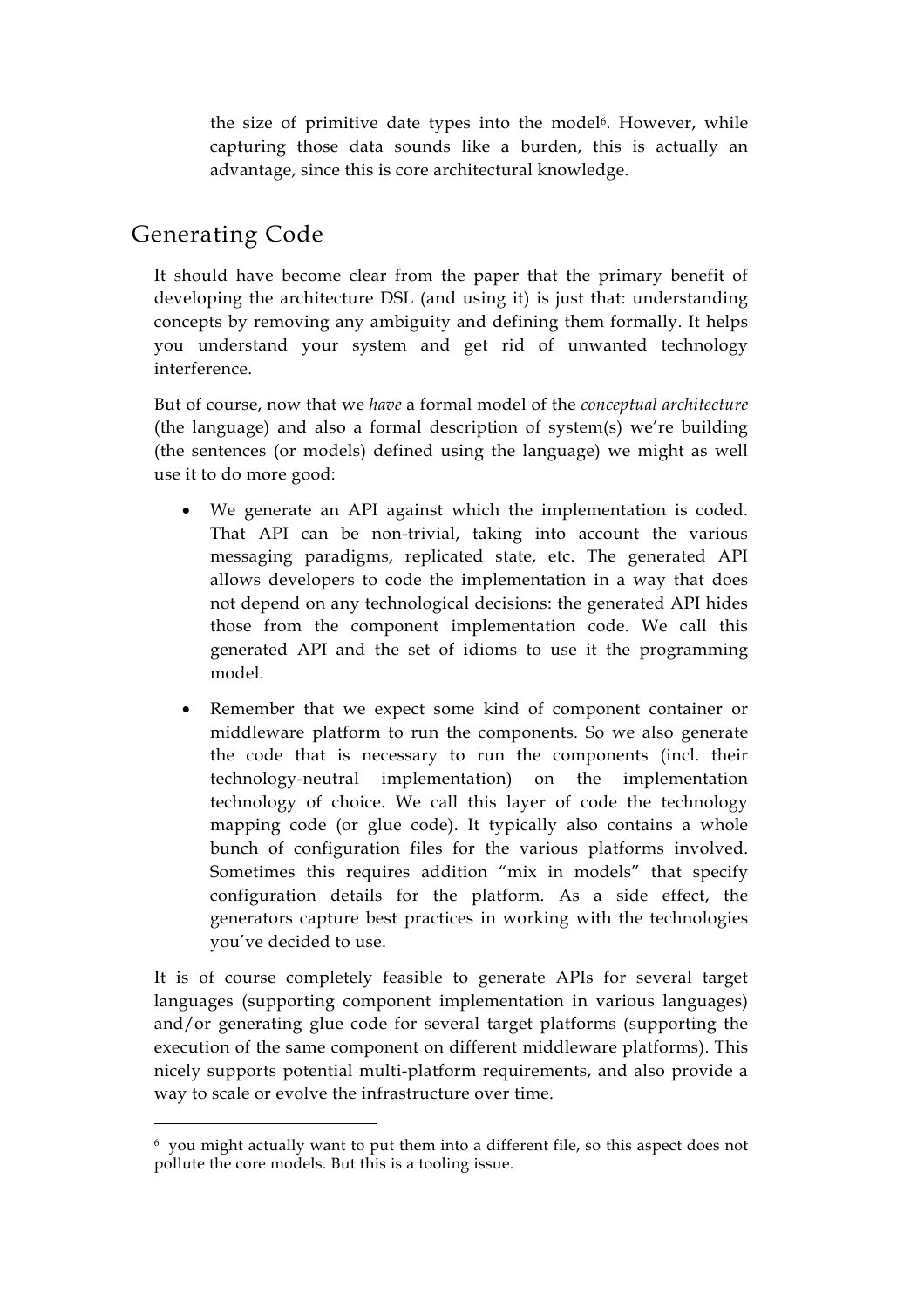the size of primitive date types into the model[6]. However, while capturing those data sounds like a burden, this is actually an advantage, since this is core architectural knowledge.

## Generating Code

It should have become clear from the paper that the primary benefit of developing the architecture DSL (and using it) is just that: understanding concepts by removing any ambiguity and defining them formally. It helps you understand your system and get rid of unwanted technology interference.

But of course, now that we *have* a formal model of the *conceptual architecture* (the language) and also a formal description of system(s) we're building (the sentences (or models) defined using the language) we might as well use it to do more good:

- We generate an API against which the implementation is coded. That API can be non-trivial, taking into account the various messaging paradigms, replicated state, etc. The generated API allows developers to code the implementation in a way that does not depend on any technological decisions: the generated API hides those from the component implementation code. We call this generated API and the set of idioms to use it the programming model.
- Remember that we expect some kind of component container or middleware platform to run the components. So we also generate the code that is necessary to run the components (incl. their technology-neutral implementation) on the implementation technology of choice. We call this layer of code the technology mapping code (or glue code). It typically also contains a whole bunch of configuration files for the various platforms involved. Sometimes this requires addition "mix in models" that specify configuration details for the platform. As a side effect, the generators capture best practices in working with the technologies you've decided to use.

It is of course completely feasible to generate APIs for several target languages (supporting component implementation in various languages) and/or generating glue code for several target platforms (supporting the execution of the same component on different middleware platforms). This nicely supports potential multi-platform requirements, and also provide a way to scale or evolve the infrastructure over time.

---

[6] you might actually want to put them into a different file, so this aspect does not pollute the core models. But this is a tooling issue.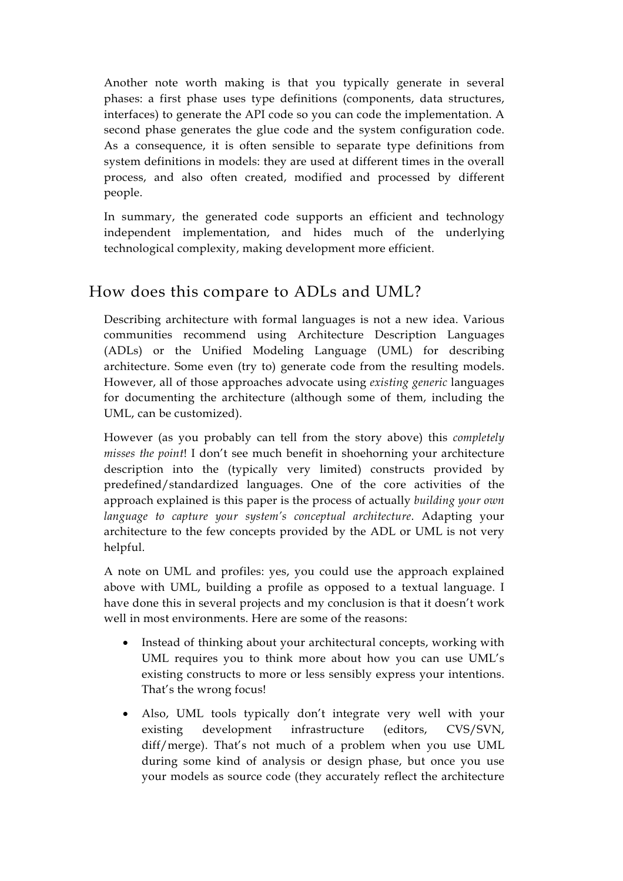Another note worth making is that you typically generate in several phases: a first phase uses type definitions (components, data structures, interfaces) to generate the API code so you can code the implementation. A second phase generates the glue code and the system configuration code. As a consequence, it is often sensible to separate type definitions from system definitions in models: they are used at different times in the overall process, and also often created, modified and processed by different people.

In summary, the generated code supports an efficient and technology independent implementation, and hides much of the underlying technological complexity, making development more efficient.

## How does this compare to ADLs and UML?

Describing architecture with formal languages is not a new idea. Various communities recommend using Architecture Description Languages (ADLs) or the Unified Modeling Language (UML) for describing architecture. Some even (try to) generate code from the resulting models. However, all of those approaches advocate using *existing generic* languages for documenting the architecture (although some of them, including the UML, can be customized).

However (as you probably can tell from the story above) this *completely misses the point*! I don't see much benefit in shoehorning your architecture description into the (typically very limited) constructs provided by predefined/standardized languages. One of the core activities of the approach explained is this paper is the process of actually *building your own language to capture your system's conceptual architecture*. Adapting your architecture to the few concepts provided by the ADL or UML is not very helpful.

A note on UML and profiles: yes, you could use the approach explained above with UML, building a profile as opposed to a textual language. I have done this in several projects and my conclusion is that it doesn't work well in most environments. Here are some of the reasons:

- Instead of thinking about your architectural concepts, working with UML requires you to think more about how you can use UML's existing constructs to more or less sensibly express your intentions. That's the wrong focus!
- Also, UML tools typically don't integrate very well with your existing development infrastructure (editors, CVS/SVN, diff/merge). That's not much of a problem when you use UML during some kind of analysis or design phase, but once you use your models as source code (they accurately reflect the architecture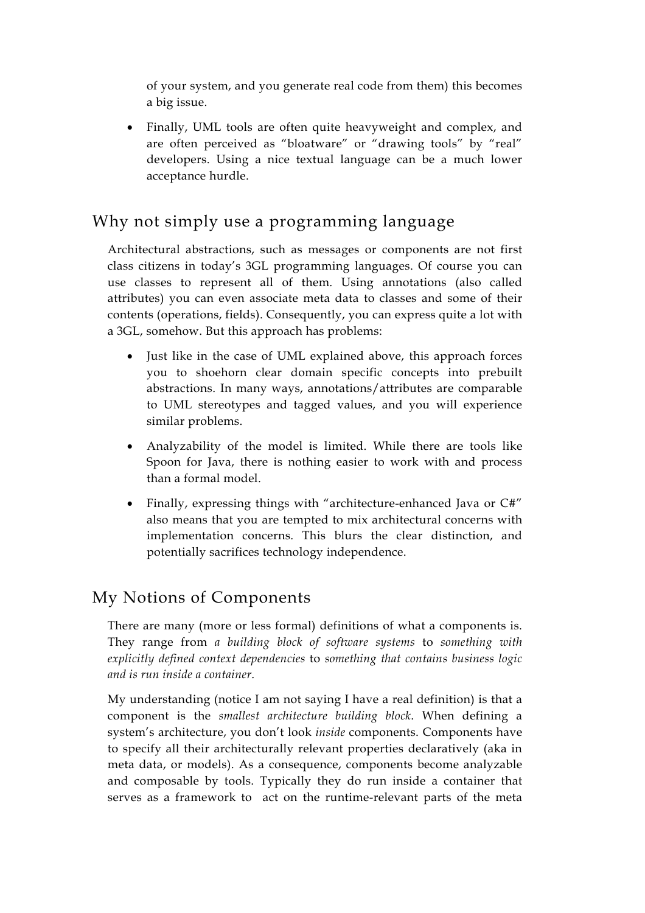of your system, and you generate real code from them) this becomes a big issue.

- Finally, UML tools are often quite heavyweight and complex, and are often perceived as "bloatware" or "drawing tools" by "real" developers. Using a nice textual language can be a much lower acceptance hurdle.

## Why not simply use a programming language

Architectural abstractions, such as messages or components are not first class citizens in today's 3GL programming languages. Of course you can use classes to represent all of them. Using annotations (also called attributes) you can even associate meta data to classes and some of their contents (operations, fields). Consequently, you can express quite a lot with a 3GL, somehow. But this approach has problems:

- Just like in the case of UML explained above, this approach forces you to shoehorn clear domain specific concepts into prebuilt abstractions. In many ways, annotations/attributes are comparable to UML stereotypes and tagged values, and you will experience similar problems.
- Analyzability of the model is limited. While there are tools like Spoon for Java, there is nothing easier to work with and process than a formal model.
- Finally, expressing things with "architecture-enhanced Java or C#" also means that you are tempted to mix architectural concerns with implementation concerns. This blurs the clear distinction, and potentially sacrifices technology independence.

## My Notions of Components

There are many (more or less formal) definitions of what a components is. They range from *a building block of software systems* to *something with explicitly defined context dependencies* to *something that contains business logic and is run inside a container*.

My understanding (notice I am not saying I have a real definition) is that a component is the *smallest architecture building block*. When defining a system's architecture, you don't look *inside* components. Components have to specify all their architecturally relevant properties declaratively (aka in meta data, or models). As a consequence, components become analyzable and composable by tools. Typically they do run inside a container that serves as a framework to act on the runtime-relevant parts of the meta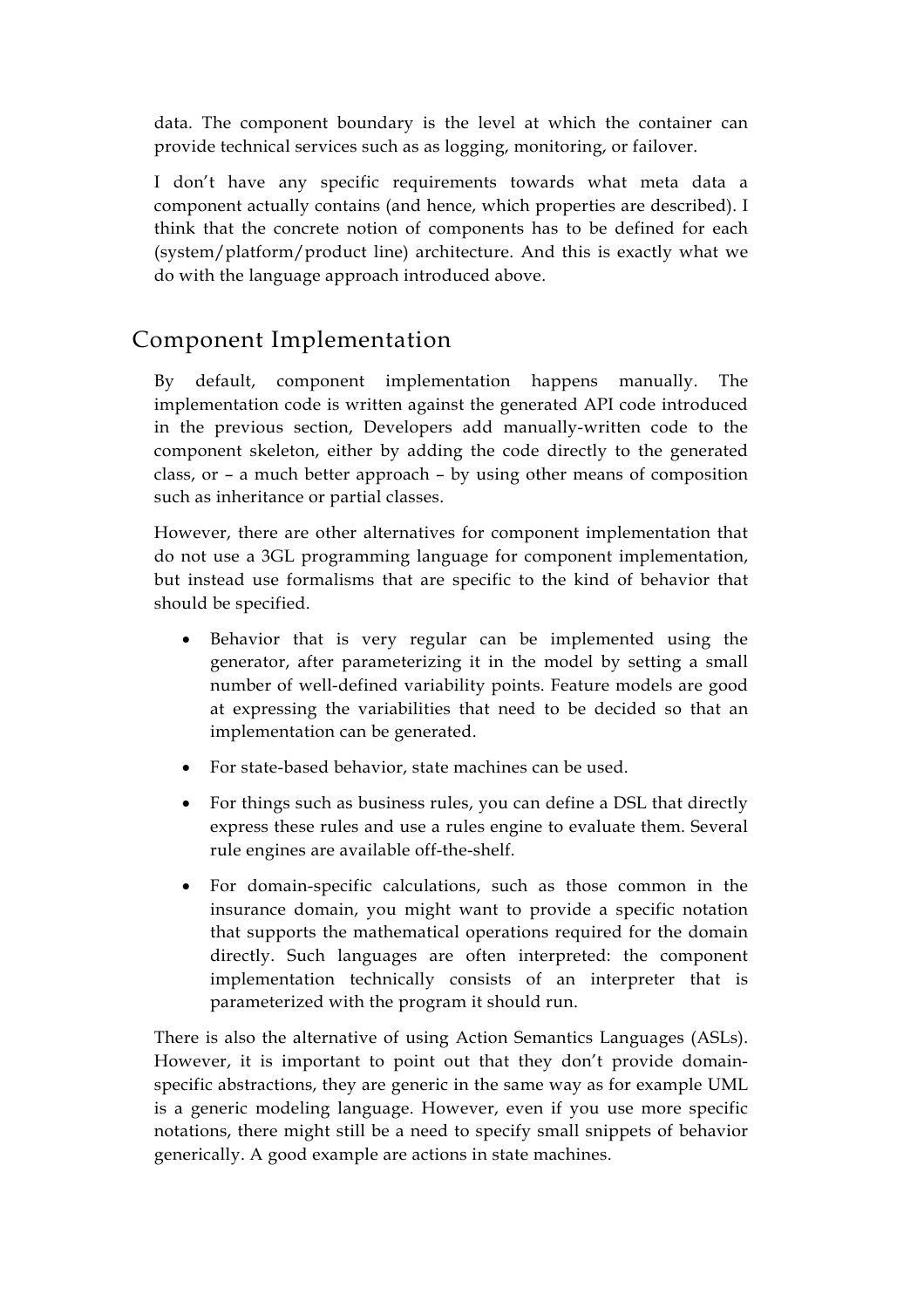data. The component boundary is the level at which the container can provide technical services such as as logging, monitoring, or failover.

I don't have any specific requirements towards what meta data a component actually contains (and hence, which properties are described). I think that the concrete notion of components has to be defined for each (system/platform/product line) architecture. And this is exactly what we do with the language approach introduced above.

## Component Implementation

By default, component implementation happens manually. The implementation code is written against the generated API code introduced in the previous section, Developers add manually-written code to the component skeleton, either by adding the code directly to the generated class, or – a much better approach – by using other means of composition such as inheritance or partial classes.

However, there are other alternatives for component implementation that do not use a 3GL programming language for component implementation, but instead use formalisms that are specific to the kind of behavior that should be specified.

- Behavior that is very regular can be implemented using the generator, after parameterizing it in the model by setting a small number of well-defined variability points. Feature models are good at expressing the variabilities that need to be decided so that an implementation can be generated.
- For state-based behavior, state machines can be used.
- For things such as business rules, you can define a DSL that directly express these rules and use a rules engine to evaluate them. Several rule engines are available off-the-shelf.
- For domain-specific calculations, such as those common in the insurance domain, you might want to provide a specific notation that supports the mathematical operations required for the domain directly. Such languages are often interpreted: the component implementation technically consists of an interpreter that is parameterized with the program it should run.

There is also the alternative of using Action Semantics Languages (ASLs). However, it is important to point out that they don't provide domain-specific abstractions, they are generic in the same way as for example UML is a generic modeling language. However, even if you use more specific notations, there might still be a need to specify small snippets of behavior generically. A good example are actions in state machines.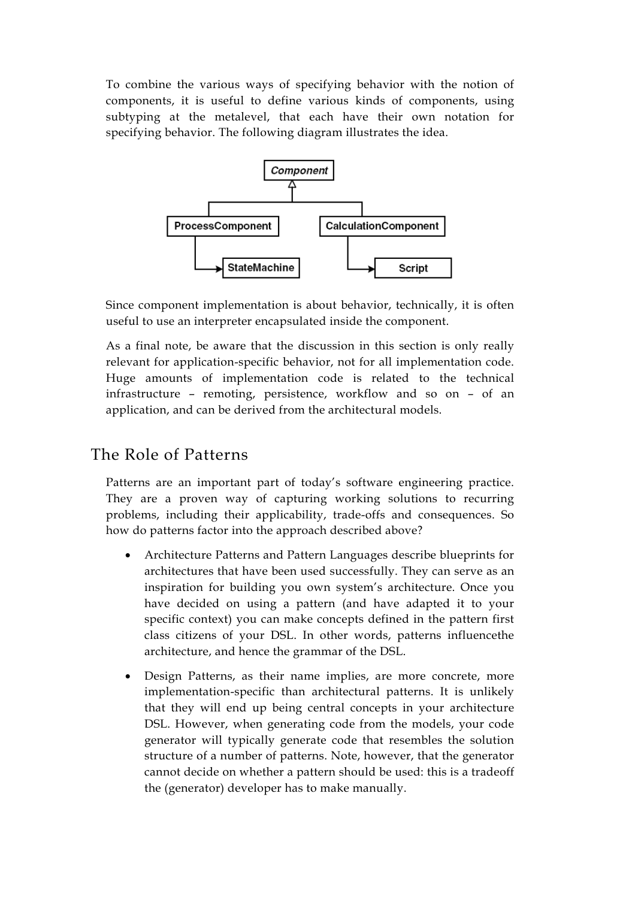To combine the various ways of specifying behavior with the notion of components, it is useful to define various kinds of components, using subtyping at the metalevel, that each have their own notation for specifying behavior. The following diagram illustrates the idea.

Since component implementation is about behavior, technically, it is often useful to use an interpreter encapsulated inside the component.

As a final note, be aware that the discussion in this section is only really relevant for application-specific behavior, not for all implementation code. Huge amounts of implementation code is related to the technical infrastructure – remoting, persistence, workflow and so on – of an application, and can be derived from the architectural models.

## The Role of Patterns

Patterns are an important part of today's software engineering practice. They are a proven way of capturing working solutions to recurring problems, including their applicability, trade-offs and consequences. So how do patterns factor into the approach described above?

- Architecture Patterns and Pattern Languages describe blueprints for architectures that have been used successfully. They can serve as an inspiration for building you own system's architecture. Once you have decided on using a pattern (and have adapted it to your specific context) you can make concepts defined in the pattern first class citizens of your DSL. In other words, patterns influencethe architecture, and hence the grammar of the DSL.
- Design Patterns, as their name implies, are more concrete, more implementation-specific than architectural patterns. It is unlikely that they will end up being central concepts in your architecture DSL. However, when generating code from the models, your code generator will typically generate code that resembles the solution structure of a number of patterns. Note, however, that the generator cannot decide on whether a pattern should be used: this is a tradeoff the (generator) developer has to make manually.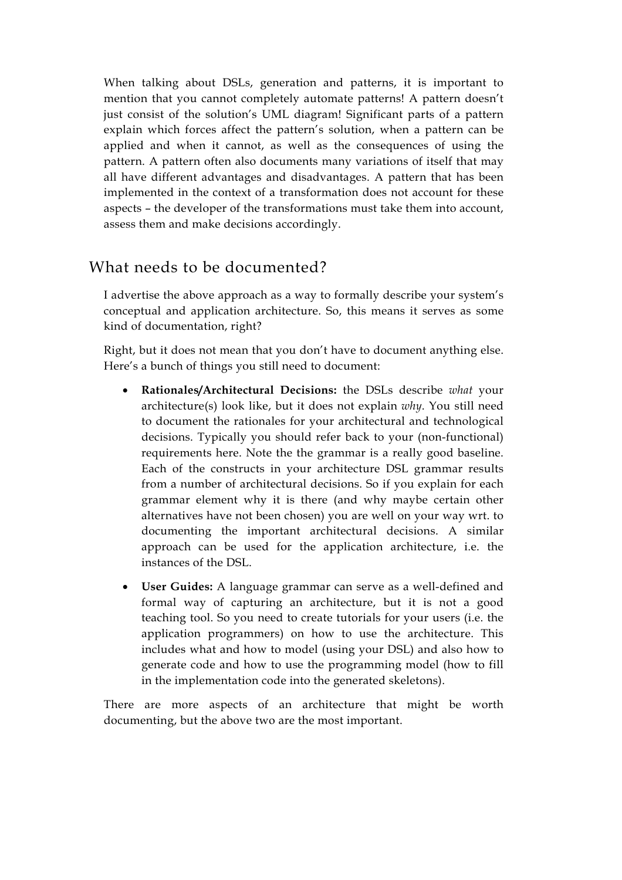When talking about DSLs, generation and patterns, it is important to mention that you cannot completely automate patterns! A pattern doesn't just consist of the solution's UML diagram! Significant parts of a pattern explain which forces affect the pattern's solution, when a pattern can be applied and when it cannot, as well as the consequences of using the pattern. A pattern often also documents many variations of itself that may all have different advantages and disadvantages. A pattern that has been implemented in the context of a transformation does not account for these aspects – the developer of the transformations must take them into account, assess them and make decisions accordingly.

## What needs to be documented?

I advertise the above approach as a way to formally describe your system's conceptual and application architecture. So, this means it serves as some kind of documentation, right?

Right, but it does not mean that you don't have to document anything else. Here's a bunch of things you still need to document:

- **Rationales/Architectural Decisions:** the DSLs describe *what* your architecture(s) look like, but it does not explain *why*. You still need to document the rationales for your architectural and technological decisions. Typically you should refer back to your (non-functional) requirements here. Note the the grammar is a really good baseline. Each of the constructs in your architecture DSL grammar results from a number of architectural decisions. So if you explain for each grammar element why it is there (and why maybe certain other alternatives have not been chosen) you are well on your way wrt. to documenting the important architectural decisions. A similar approach can be used for the application architecture, i.e. the instances of the DSL.

- **User Guides:** A language grammar can serve as a well-defined and formal way of capturing an architecture, but it is not a good teaching tool. So you need to create tutorials for your users (i.e. the application programmers) on how to use the architecture. This includes what and how to model (using your DSL) and also how to generate code and how to use the programming model (how to fill in the implementation code into the generated skeletons).

There are more aspects of an architecture that might be worth documenting, but the above two are the most important.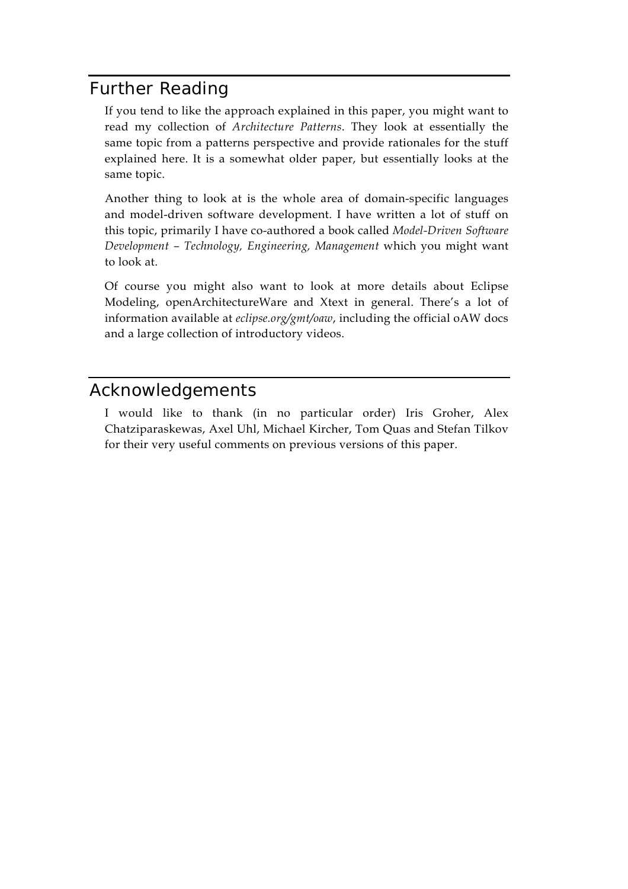## Further Reading

If you tend to like the approach explained in this paper, you might want to read my collection of *Architecture Patterns*. They look at essentially the same topic from a patterns perspective and provide rationales for the stuff explained here. It is a somewhat older paper, but essentially looks at the same topic.

Another thing to look at is the whole area of domain-specific languages and model-driven software development. I have written a lot of stuff on this topic, primarily I have co-authored a book called *Model-Driven Software Development – Technology, Engineering, Management* which you might want to look at.

Of course you might also want to look at more details about Eclipse Modeling, openArchitectureWare and Xtext in general. There's a lot of information available at *eclipse.org/gmt/oaw*, including the official oAW docs and a large collection of introductory videos.

## Acknowledgements

I would like to thank (in no particular order) Iris Groher, Alex Chatziparaskewas, Axel Uhl, Michael Kircher, Tom Quas and Stefan Tilkov for their very useful comments on previous versions of this paper.